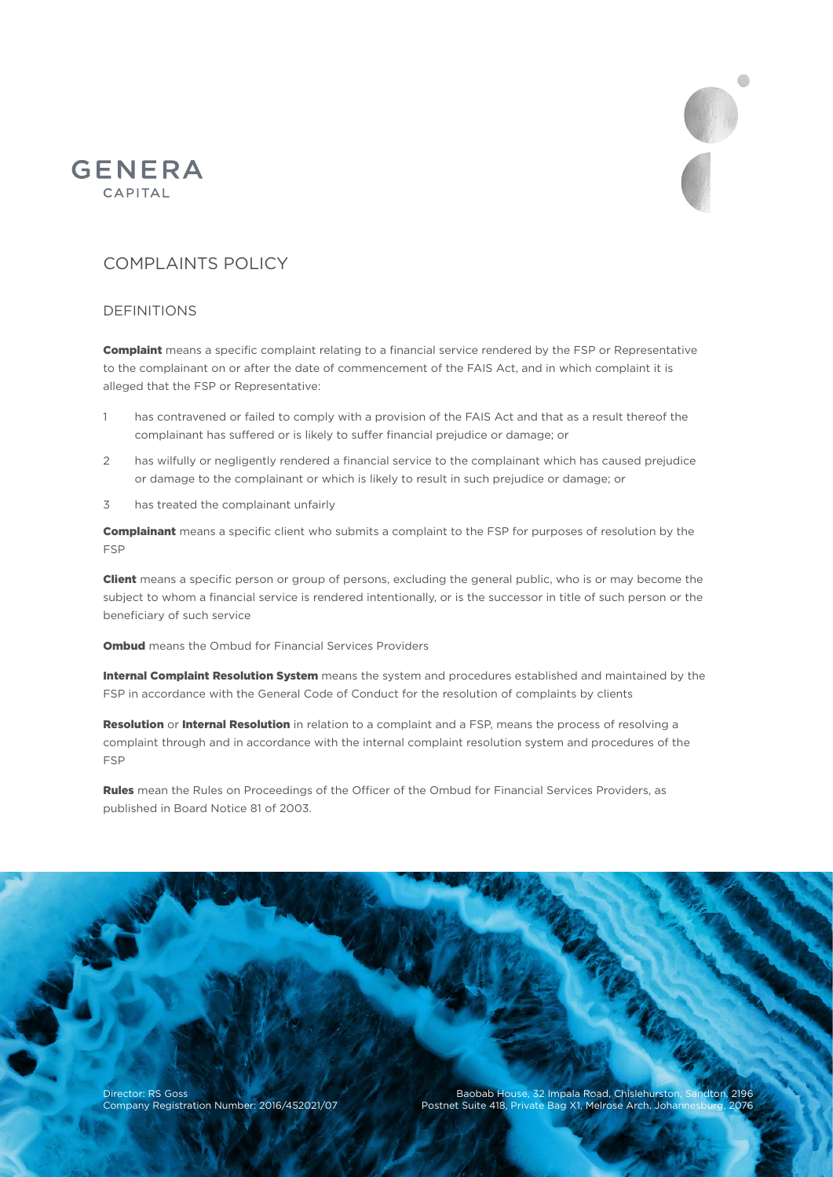GENERA
CAPITAL

# COMPLAINTS POLICY

## DEFINITIONS

**Complaint** means a specific complaint relating to a financial service rendered by the FSP or Representative to the complainant on or after the date of commencement of the FAIS Act, and in which complaint it is alleged that the FSP or Representative:

1. has contravened or failed to comply with a provision of the FAIS Act and that as a result thereof the complainant has suffered or is likely to suffer financial prejudice or damage; or
2. has wilfully or negligently rendered a financial service to the complainant which has caused prejudice or damage to the complainant or which is likely to result in such prejudice or damage; or
3. has treated the complainant unfairly

**Complainant** means a specific client who submits a complaint to the FSP for purposes of resolution by the FSP

**Client** means a specific person or group of persons, excluding the general public, who is or may become the subject to whom a financial service is rendered intentionally, or is the successor in title of such person or the beneficiary of such service

**Ombud** means the Ombud for Financial Services Providers

**Internal Complaint Resolution System** means the system and procedures established and maintained by the FSP in accordance with the General Code of Conduct for the resolution of complaints by clients

**Resolution** or **Internal Resolution** in relation to a complaint and a FSP, means the process of resolving a complaint through and in accordance with the internal complaint resolution system and procedures of the FSP

**Rules** mean the Rules on Proceedings of the Officer of the Ombud for Financial Services Providers, as published in Board Notice 81 of 2003.

Director: RS Goss
Company Registration Number: 2016/452021/07

Baobab House, 32 Impala Road, Chislehurston, Sandton, 2196
Postnet Suite 418, Private Bag X1, Melrose Arch, Johannesburg, 2076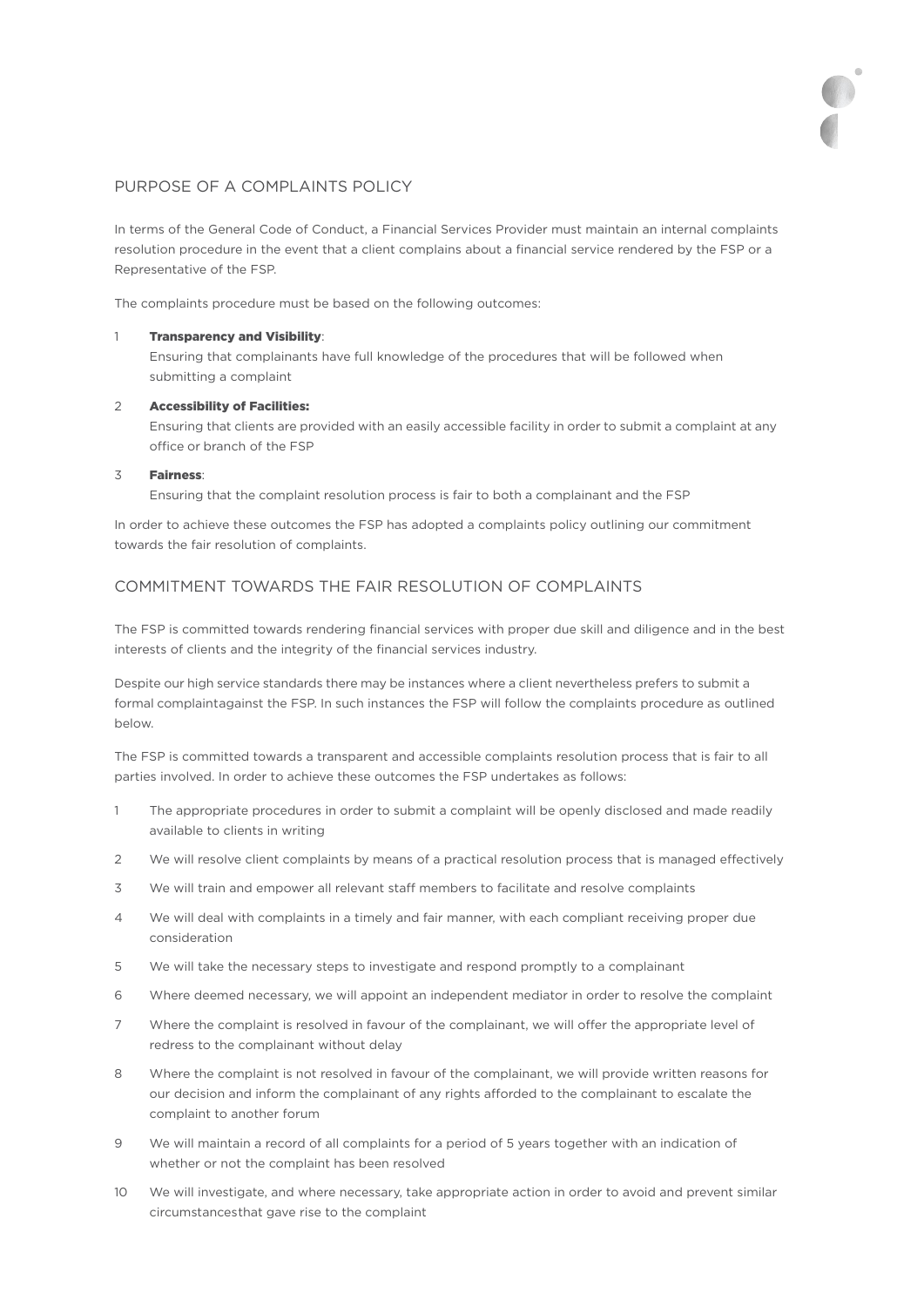## PURPOSE OF A COMPLAINTS POLICY

In terms of the General Code of Conduct, a Financial Services Provider must maintain an internal complaints resolution procedure in the event that a client complains about a financial service rendered by the FSP or a Representative of the FSP.

The complaints procedure must be based on the following outcomes:

1. **Transparency and Visibility**:
   Ensuring that complainants have full knowledge of the procedures that will be followed when submitting a complaint
2. **Accessibility of Facilities:**
   Ensuring that clients are provided with an easily accessible facility in order to submit a complaint at any office or branch of the FSP
3. **Fairness**:
   Ensuring that the complaint resolution process is fair to both a complainant and the FSP

In order to achieve these outcomes the FSP has adopted a complaints policy outlining our commitment towards the fair resolution of complaints.

## COMMITMENT TOWARDS THE FAIR RESOLUTION OF COMPLAINTS

The FSP is committed towards rendering financial services with proper due skill and diligence and in the best interests of clients and the integrity of the financial services industry.

Despite our high service standards there may be instances where a client nevertheless prefers to submit a formal complaintagainst the FSP. In such instances the FSP will follow the complaints procedure as outlined below.

The FSP is committed towards a transparent and accessible complaints resolution process that is fair to all parties involved. In order to achieve these outcomes the FSP undertakes as follows:

1. The appropriate procedures in order to submit a complaint will be openly disclosed and made readily available to clients in writing
2. We will resolve client complaints by means of a practical resolution process that is managed effectively
3. We will train and empower all relevant staff members to facilitate and resolve complaints
4. We will deal with complaints in a timely and fair manner, with each compliant receiving proper due consideration
5. We will take the necessary steps to investigate and respond promptly to a complainant
6. Where deemed necessary, we will appoint an independent mediator in order to resolve the complaint
7. Where the complaint is resolved in favour of the complainant, we will offer the appropriate level of redress to the complainant without delay
8. Where the complaint is not resolved in favour of the complainant, we will provide written reasons for our decision and inform the complainant of any rights afforded to the complainant to escalate the complaint to another forum
9. We will maintain a record of all complaints for a period of 5 years together with an indication of whether or not the complaint has been resolved
10. We will investigate, and where necessary, take appropriate action in order to avoid and prevent similar circumstancesthat gave rise to the complaint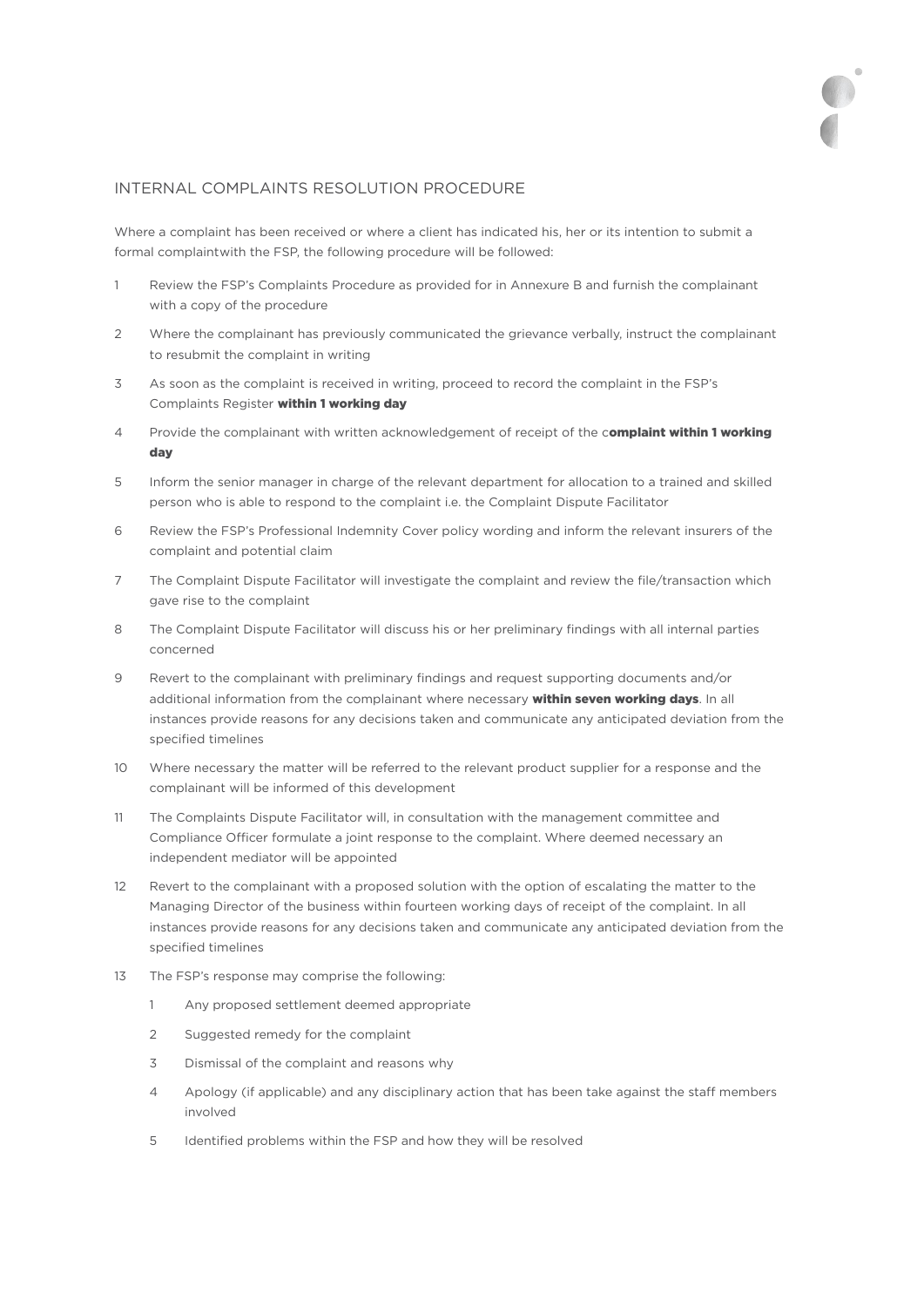## INTERNAL COMPLAINTS RESOLUTION PROCEDURE

Where a complaint has been received or where a client has indicated his, her or its intention to submit a formal complaintwith the FSP, the following procedure will be followed:

1. Review the FSP's Complaints Procedure as provided for in Annexure B and furnish the complainant with a copy of the procedure
2. Where the complainant has previously communicated the grievance verbally, instruct the complainant to resubmit the complaint in writing
3. As soon as the complaint is received in writing, proceed to record the complaint in the FSP's Complaints Register **within 1 working day**
4. Provide the complainant with written acknowledgement of receipt of the c**omplaint within 1 working day**
5. Inform the senior manager in charge of the relevant department for allocation to a trained and skilled person who is able to respond to the complaint i.e. the Complaint Dispute Facilitator
6. Review the FSP's Professional Indemnity Cover policy wording and inform the relevant insurers of the complaint and potential claim
7. The Complaint Dispute Facilitator will investigate the complaint and review the file/transaction which gave rise to the complaint
8. The Complaint Dispute Facilitator will discuss his or her preliminary findings with all internal parties concerned
9. Revert to the complainant with preliminary findings and request supporting documents and/or additional information from the complainant where necessary **within seven working days**. In all instances provide reasons for any decisions taken and communicate any anticipated deviation from the specified timelines
10. Where necessary the matter will be referred to the relevant product supplier for a response and the complainant will be informed of this development
11. The Complaints Dispute Facilitator will, in consultation with the management committee and Compliance Officer formulate a joint response to the complaint. Where deemed necessary an independent mediator will be appointed
12. Revert to the complainant with a proposed solution with the option of escalating the matter to the Managing Director of the business within fourteen working days of receipt of the complaint. In all instances provide reasons for any decisions taken and communicate any anticipated deviation from the specified timelines
13. The FSP's response may comprise the following:
    1. Any proposed settlement deemed appropriate
    2. Suggested remedy for the complaint
    3. Dismissal of the complaint and reasons why
    4. Apology (if applicable) and any disciplinary action that has been take against the staff members involved
    5. Identified problems within the FSP and how they will be resolved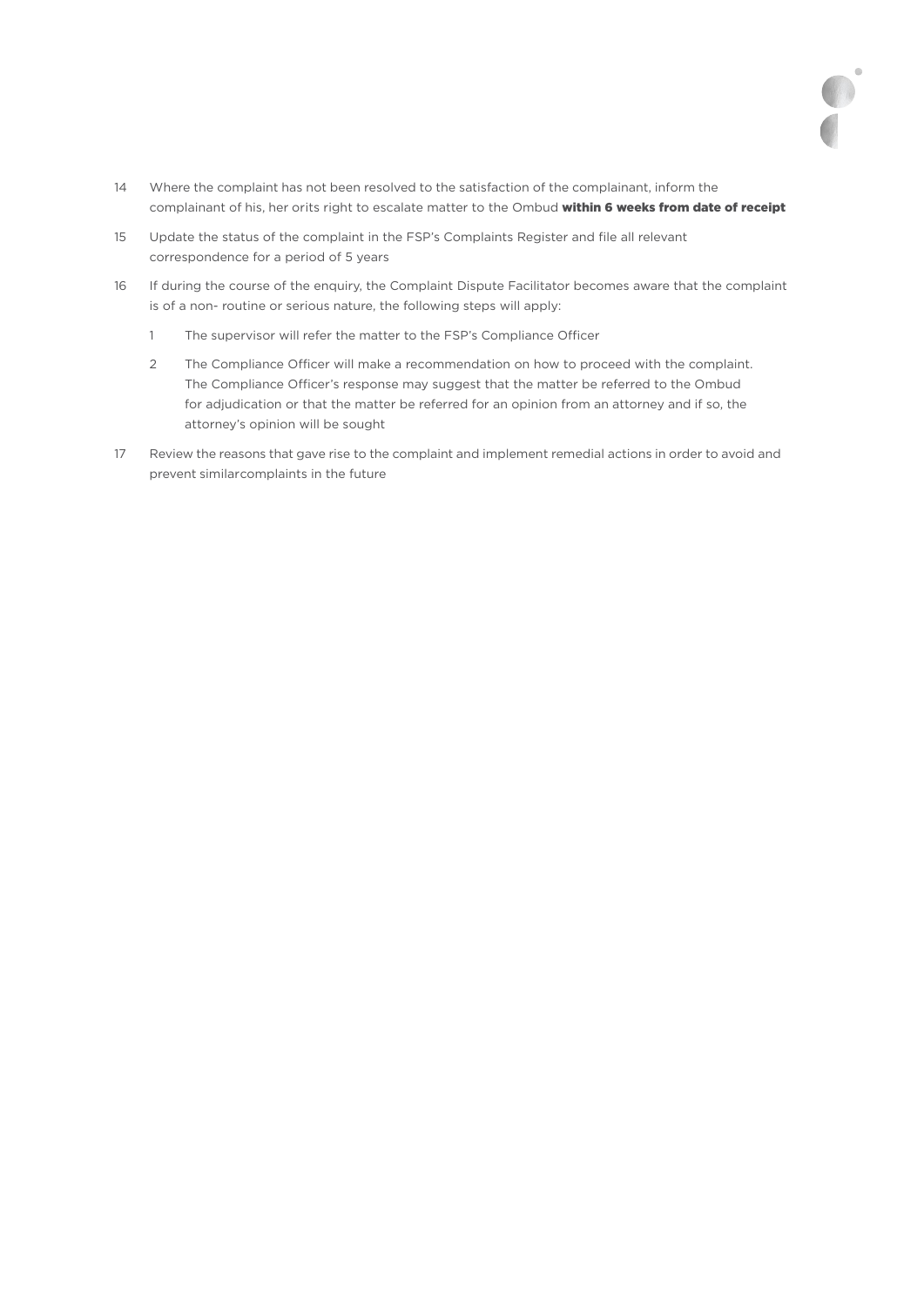14 Where the complaint has not been resolved to the satisfaction of the complainant, inform the complainant of his, her orits right to escalate matter to the Ombud **within 6 weeks from date of receipt**

15 Update the status of the complaint in the FSP's Complaints Register and file all relevant correspondence for a period of 5 years

16 If during the course of the enquiry, the Complaint Dispute Facilitator becomes aware that the complaint is of a non- routine or serious nature, the following steps will apply:

    1 The supervisor will refer the matter to the FSP's Compliance Officer

    2 The Compliance Officer will make a recommendation on how to proceed with the complaint. The Compliance Officer's response may suggest that the matter be referred to the Ombud for adjudication or that the matter be referred for an opinion from an attorney and if so, the attorney's opinion will be sought

17 Review the reasons that gave rise to the complaint and implement remedial actions in order to avoid and prevent similarcomplaints in the future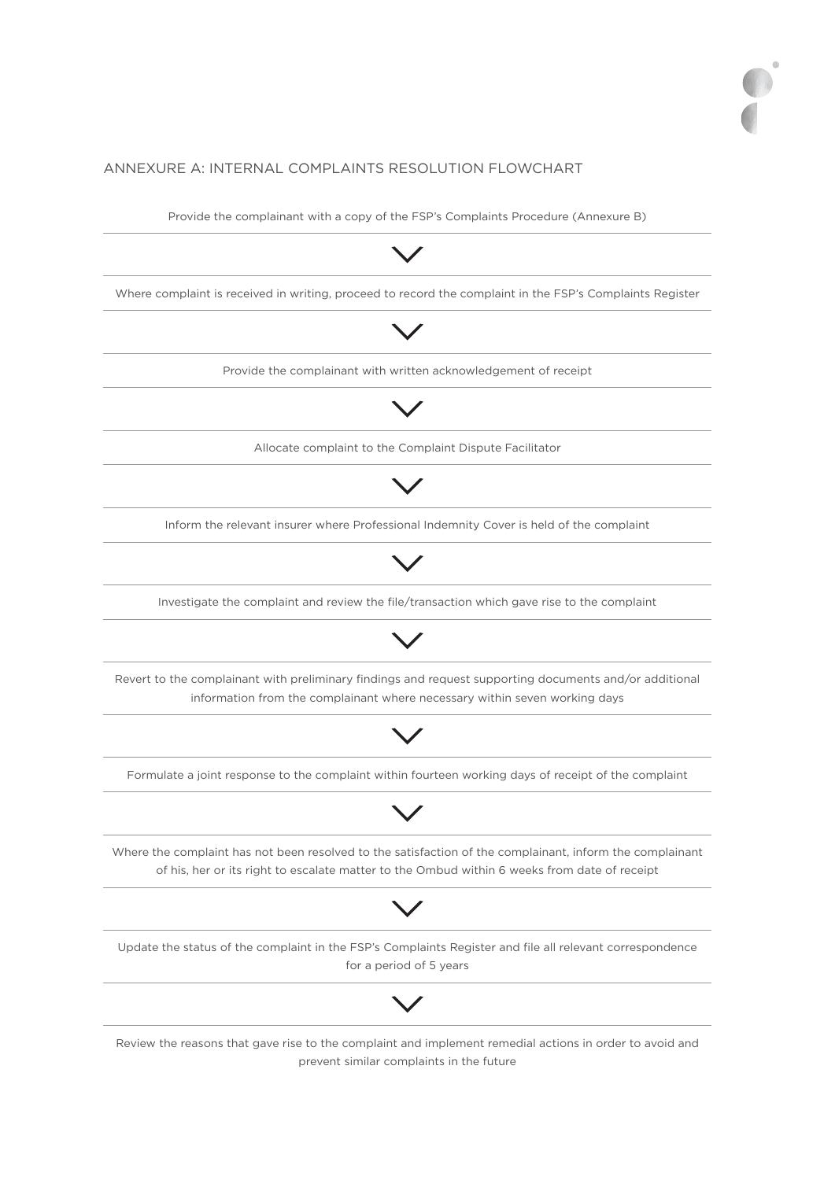## ANNEXURE A: INTERNAL COMPLAINTS RESOLUTION FLOWCHART

Provide the complainant with a copy of the FSP's Complaints Procedure (Annexure B)

↓

Where complaint is received in writing, proceed to record the complaint in the FSP's Complaints Register

↓

Provide the complainant with written acknowledgement of receipt

↓

Allocate complaint to the Complaint Dispute Facilitator

↓

Inform the relevant insurer where Professional Indemnity Cover is held of the complaint

↓

Investigate the complaint and review the file/transaction which gave rise to the complaint

↓

Revert to the complainant with preliminary findings and request supporting documents and/or additional information from the complainant where necessary within seven working days

↓

Formulate a joint response to the complaint within fourteen working days of receipt of the complaint

↓

Where the complaint has not been resolved to the satisfaction of the complainant, inform the complainant of his, her or its right to escalate matter to the Ombud within 6 weeks from date of receipt

↓

Update the status of the complaint in the FSP's Complaints Register and file all relevant correspondence for a period of 5 years

↓

Review the reasons that gave rise to the complaint and implement remedial actions in order to avoid and prevent similar complaints in the future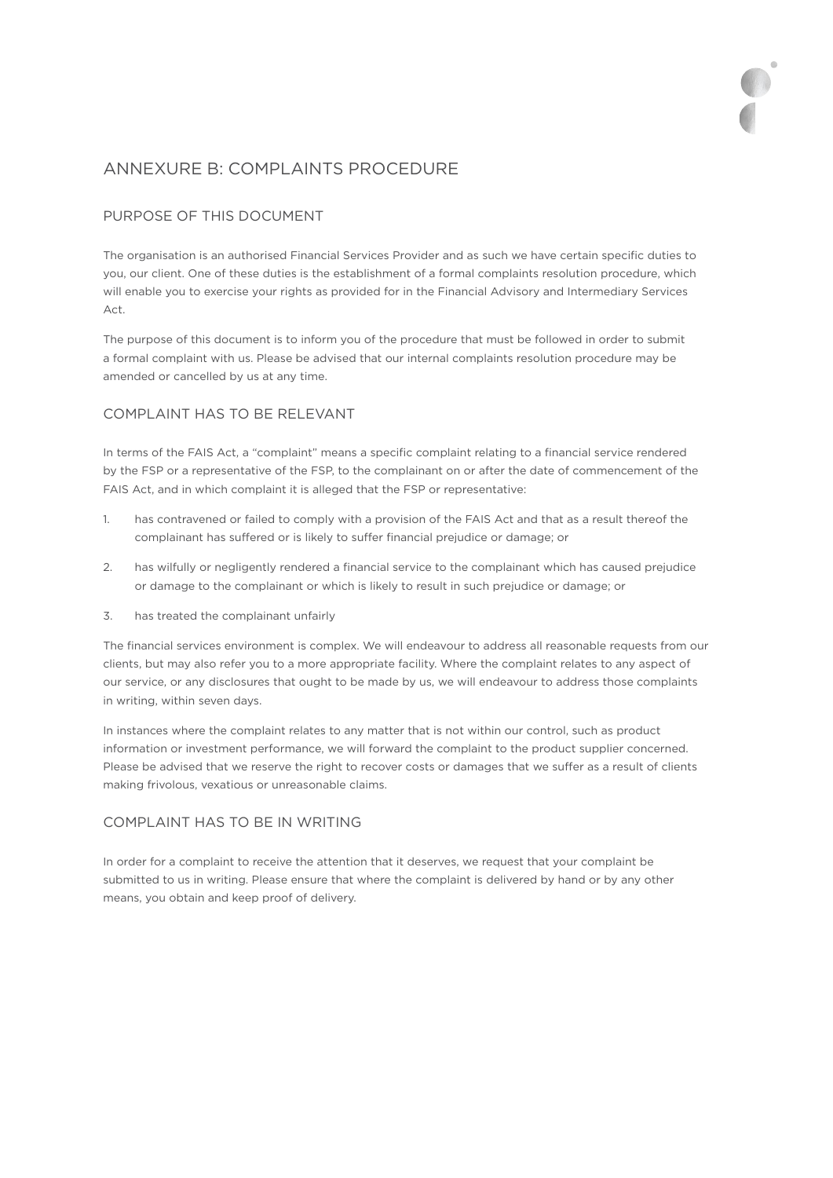# ANNEXURE B: COMPLAINTS PROCEDURE

## PURPOSE OF THIS DOCUMENT

The organisation is an authorised Financial Services Provider and as such we have certain specific duties to you, our client. One of these duties is the establishment of a formal complaints resolution procedure, which will enable you to exercise your rights as provided for in the Financial Advisory and Intermediary Services Act.

The purpose of this document is to inform you of the procedure that must be followed in order to submit a formal complaint with us. Please be advised that our internal complaints resolution procedure may be amended or cancelled by us at any time.

## COMPLAINT HAS TO BE RELEVANT

In terms of the FAIS Act, a "complaint" means a specific complaint relating to a financial service rendered by the FSP or a representative of the FSP, to the complainant on or after the date of commencement of the FAIS Act, and in which complaint it is alleged that the FSP or representative:

1. has contravened or failed to comply with a provision of the FAIS Act and that as a result thereof the complainant has suffered or is likely to suffer financial prejudice or damage; or
2. has wilfully or negligently rendered a financial service to the complainant which has caused prejudice or damage to the complainant or which is likely to result in such prejudice or damage; or
3. has treated the complainant unfairly

The financial services environment is complex. We will endeavour to address all reasonable requests from our clients, but may also refer you to a more appropriate facility. Where the complaint relates to any aspect of our service, or any disclosures that ought to be made by us, we will endeavour to address those complaints in writing, within seven days.

In instances where the complaint relates to any matter that is not within our control, such as product information or investment performance, we will forward the complaint to the product supplier concerned. Please be advised that we reserve the right to recover costs or damages that we suffer as a result of clients making frivolous, vexatious or unreasonable claims.

## COMPLAINT HAS TO BE IN WRITING

In order for a complaint to receive the attention that it deserves, we request that your complaint be submitted to us in writing. Please ensure that where the complaint is delivered by hand or by any other means, you obtain and keep proof of delivery.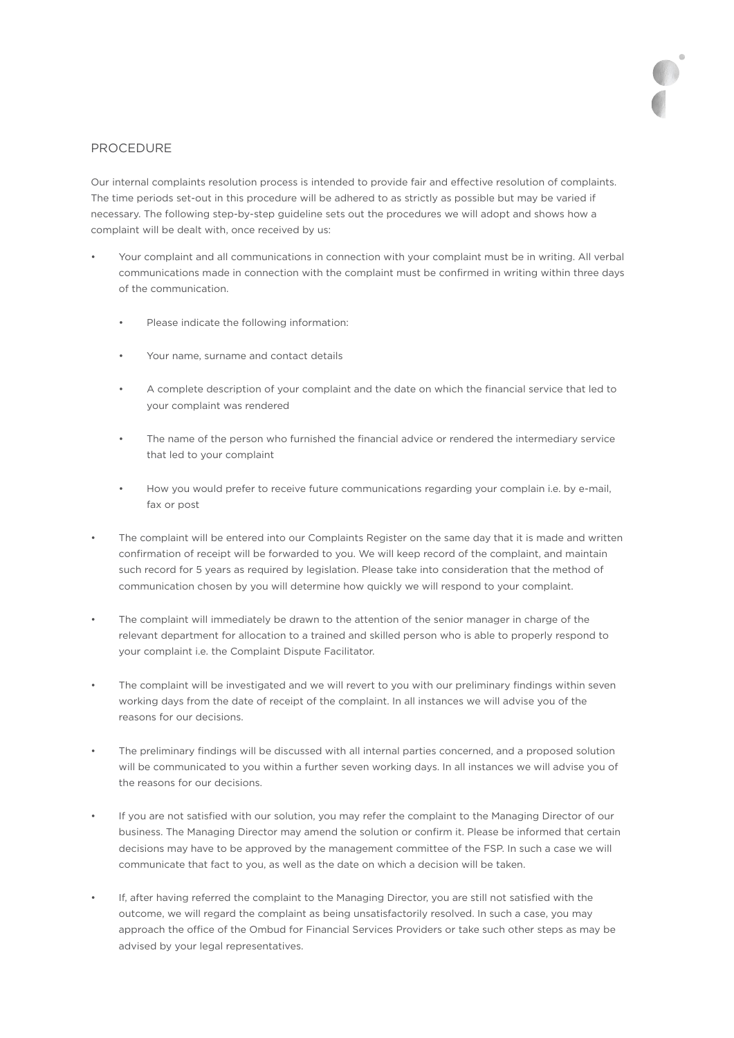## PROCEDURE

Our internal complaints resolution process is intended to provide fair and effective resolution of complaints. The time periods set-out in this procedure will be adhered to as strictly as possible but may be varied if necessary. The following step-by-step guideline sets out the procedures we will adopt and shows how a complaint will be dealt with, once received by us:

- Your complaint and all communications in connection with your complaint must be in writing. All verbal communications made in connection with the complaint must be confirmed in writing within three days of the communication.
  - Please indicate the following information:
  - Your name, surname and contact details
  - A complete description of your complaint and the date on which the financial service that led to your complaint was rendered
  - The name of the person who furnished the financial advice or rendered the intermediary service that led to your complaint
  - How you would prefer to receive future communications regarding your complain i.e. by e-mail, fax or post
- The complaint will be entered into our Complaints Register on the same day that it is made and written confirmation of receipt will be forwarded to you. We will keep record of the complaint, and maintain such record for 5 years as required by legislation. Please take into consideration that the method of communication chosen by you will determine how quickly we will respond to your complaint.
- The complaint will immediately be drawn to the attention of the senior manager in charge of the relevant department for allocation to a trained and skilled person who is able to properly respond to your complaint i.e. the Complaint Dispute Facilitator.
- The complaint will be investigated and we will revert to you with our preliminary findings within seven working days from the date of receipt of the complaint. In all instances we will advise you of the reasons for our decisions.
- The preliminary findings will be discussed with all internal parties concerned, and a proposed solution will be communicated to you within a further seven working days. In all instances we will advise you of the reasons for our decisions.
- If you are not satisfied with our solution, you may refer the complaint to the Managing Director of our business. The Managing Director may amend the solution or confirm it. Please be informed that certain decisions may have to be approved by the management committee of the FSP. In such a case we will communicate that fact to you, as well as the date on which a decision will be taken.
- If, after having referred the complaint to the Managing Director, you are still not satisfied with the outcome, we will regard the complaint as being unsatisfactorily resolved. In such a case, you may approach the office of the Ombud for Financial Services Providers or take such other steps as may be advised by your legal representatives.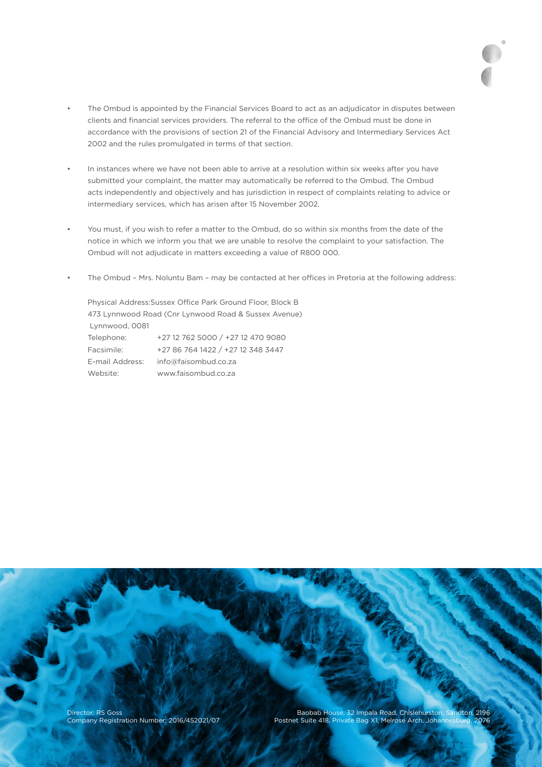- The Ombud is appointed by the Financial Services Board to act as an adjudicator in disputes between clients and financial services providers. The referral to the office of the Ombud must be done in accordance with the provisions of section 21 of the Financial Advisory and Intermediary Services Act 2002 and the rules promulgated in terms of that section.

- In instances where we have not been able to arrive at a resolution within six weeks after you have submitted your complaint, the matter may automatically be referred to the Ombud. The Ombud acts independently and objectively and has jurisdiction in respect of complaints relating to advice or intermediary services, which has arisen after 15 November 2002.

- You must, if you wish to refer a matter to the Ombud, do so within six months from the date of the notice in which we inform you that we are unable to resolve the complaint to your satisfaction. The Ombud will not adjudicate in matters exceeding a value of R800 000.

- The Ombud – Mrs. Noluntu Bam – may be contacted at her offices in Pretoria at the following address:

  Physical Address:Sussex Office Park Ground Floor, Block B
  473 Lynnwood Road (Cnr Lynwood Road & Sussex Avenue)
  Lynnwood, 0081

| | |
|---|---|
| Telephone: | +27 12 762 5000 / +27 12 470 9080 |
| Facsimile: | +27 86 764 1422 / +27 12 348 3447 |
| E-mail Address: | info@faisombud.co.za |
| Website: | www.faisombud.co.za |

Director: RS Goss
Company Registration Number: 2016/452021/07

Baobab House, 32 Impala Road, Chislehurston, Sandton, 2196
Postnet Suite 418, Private Bag X1, Melrose Arch, Johannesburg, 2076